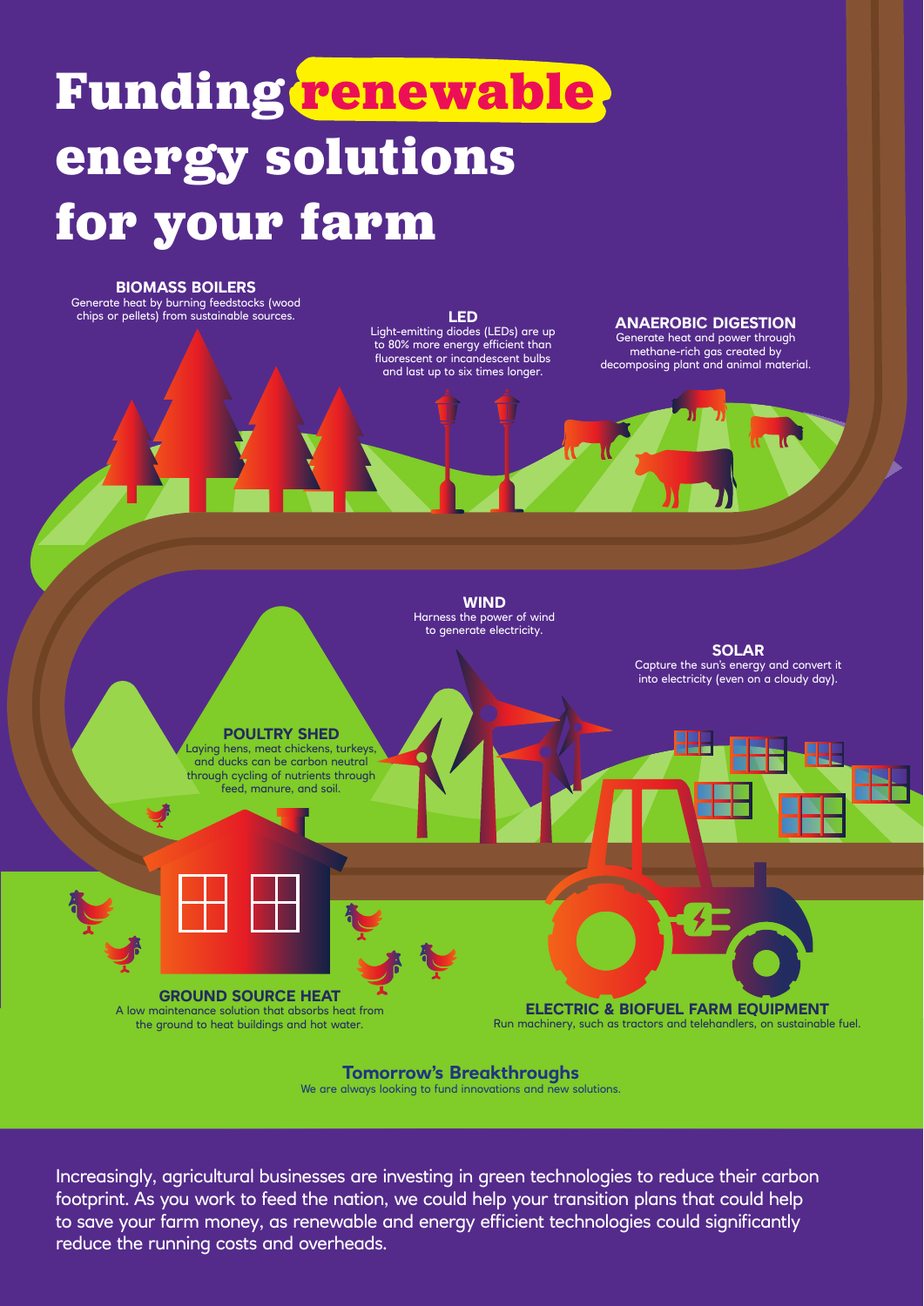# Funding renewable energy solutions for your farm

### BIOMASS BOILERS

Generate heat by burning feedstocks (wood chips or pellets) from sustainable sources.

### LED

Light-emitting diodes (LEDs) are up to 80% more energy efficient than fluorescent or incandescent bulbs and last up to six times longer.

### ANAEROBIC DIGESTION

Generate heat and power through methane-rich gas created by decomposing plant and animal material.

### WIND

Harness the power of wind to generate electricity.

### SOLAR

Capture the sun's energy and convert it into electricity (even on a cloudy day).

### POULTRY SHED

Laying hens, meat chickens, turkeys, and ducks can be carbon neutral through cycling of nutrients through feed, manure, and soil.

### GROUND SOURCE HEAT

A low maintenance solution that absorbs heat from the ground to heat buildings and hot water.

### ELECTRIC & BIOFUEL FARM EQUIPMENT

Run machinery, such as tractors and telehandlers, on sustainable fuel.

### Tomorrow's Breakthroughs

We are always looking to fund innovations and new solutions.

Increasingly, agricultural businesses are investing in green technologies to reduce their carbon footprint. As you work to feed the nation, we could help your transition plans that could help to save your farm money, as renewable and energy efficient technologies could significantly reduce the running costs and overheads.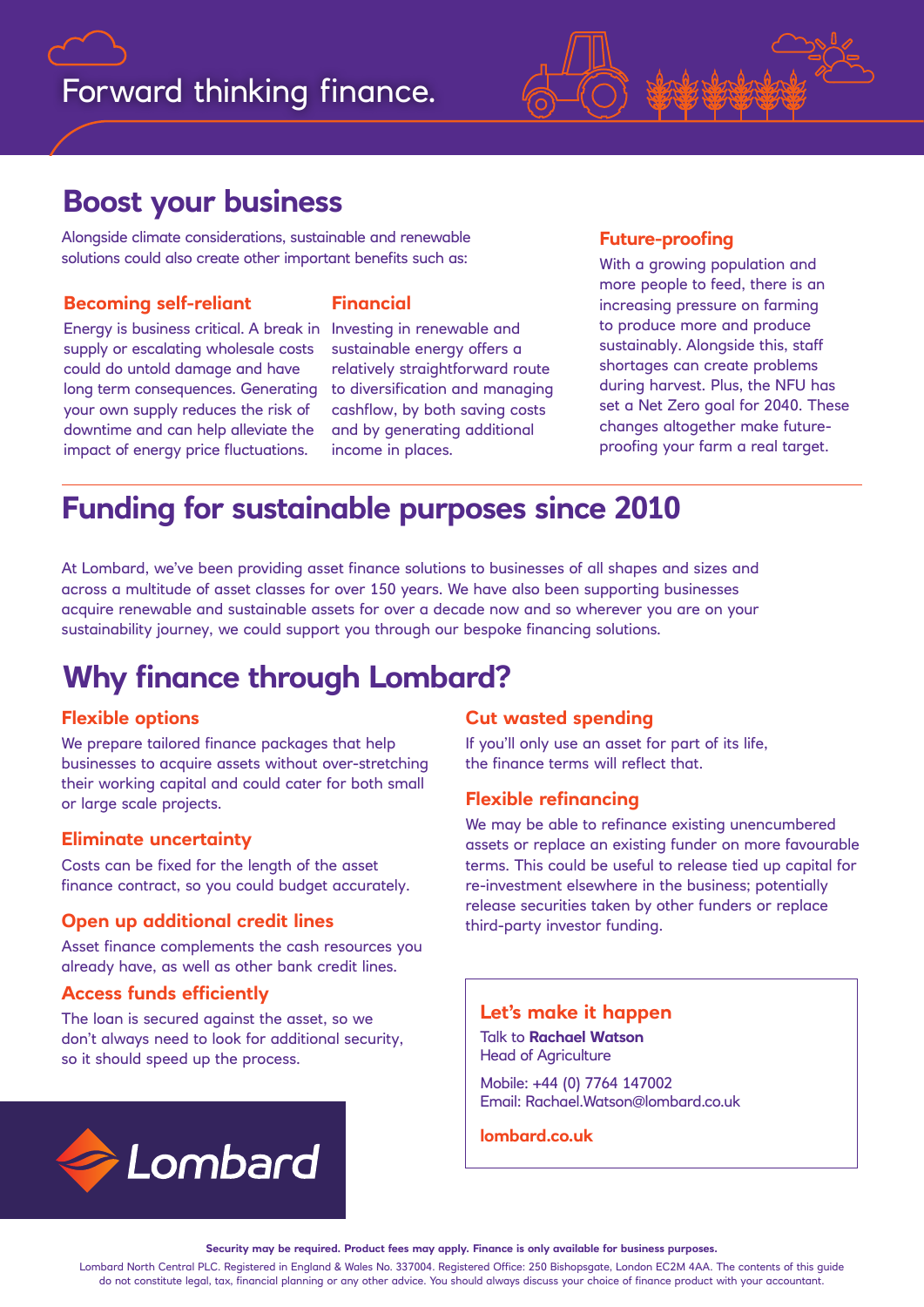Forward thinking finance.

## Boost your business

Alongside climate considerations, sustainable and renewable solutions could also create other important benefits such as:

### Becoming self-reliant

Energy is business critical. A break in supply or escalating wholesale costs could do untold damage and have long term consequences. Generating your own supply reduces the risk of downtime and can help alleviate the impact of energy price fluctuations.

### Financial

Investing in renewable and sustainable energy offers a relatively straightforward route to diversification and managing cashflow, by both saving costs and by generating additional income in places.

### Future-proofing

With a growing population and more people to feed, there is an increasing pressure on farming to produce more and produce sustainably. Alongside this, staff shortages can create problems during harvest. Plus, the NFU has set a Net Zero goal for 2040. These changes altogether make future-proofing your farm a real target.

## Funding for sustainable purposes since 2010

At Lombard, we've been providing asset finance solutions to businesses of all shapes and sizes and across a multitude of asset classes for over 150 years. We have also been supporting businesses acquire renewable and sustainable assets for over a decade now and so wherever you are on your sustainability journey, we could support you through our bespoke financing solutions.

## Why finance through Lombard?

### Flexible options

We prepare tailored finance packages that help businesses to acquire assets without over-stretching their working capital and could cater for both small or large scale projects.

### Eliminate uncertainty

Costs can be fixed for the length of the asset finance contract, so you could budget accurately.

### Open up additional credit lines

Asset finance complements the cash resources you already have, as well as other bank credit lines.

### Access funds efficiently

The loan is secured against the asset, so we don't always need to look for additional security, so it should speed up the process.

### Cut wasted spending

If you'll only use an asset for part of its life, the finance terms will reflect that.

### Flexible refinancing

We may be able to refinance existing unencumbered assets or replace an existing funder on more favourable terms. This could be useful to release tied up capital for re-investment elsewhere in the business; potentially release securities taken by other funders or replace third-party investor funding.

### Let's make it happen

Talk to **Rachael Watson**
Head of Agriculture

Mobile: +44 (0) 7764 147002
Email: Rachael.Watson@lombard.co.uk

**lombard.co.uk**

Lombard

**Security may be required. Product fees may apply. Finance is only available for business purposes.**

Lombard North Central PLC. Registered in England & Wales No. 337004. Registered Office: 250 Bishopsgate, London EC2M 4AA. The contents of this guide do not constitute legal, tax, financial planning or any other advice. You should always discuss your choice of finance product with your accountant.